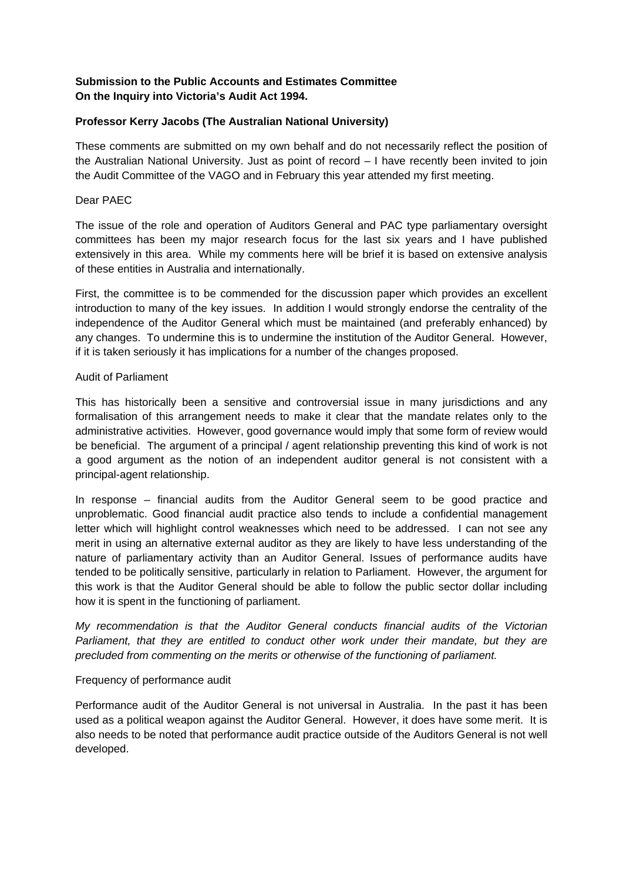**Submission to the Public Accounts and Estimates Committee**
**On the Inquiry into Victoria's Audit Act 1994.**

**Professor Kerry Jacobs (The Australian National University)**

These comments are submitted on my own behalf and do not necessarily reflect the position of the Australian National University. Just as point of record – I have recently been invited to join the Audit Committee of the VAGO and in February this year attended my first meeting.

Dear PAEC

The issue of the role and operation of Auditors General and PAC type parliamentary oversight committees has been my major research focus for the last six years and I have published extensively in this area. While my comments here will be brief it is based on extensive analysis of these entities in Australia and internationally.

First, the committee is to be commended for the discussion paper which provides an excellent introduction to many of the key issues. In addition I would strongly endorse the centrality of the independence of the Auditor General which must be maintained (and preferably enhanced) by any changes. To undermine this is to undermine the institution of the Auditor General. However, if it is taken seriously it has implications for a number of the changes proposed.

Audit of Parliament

This has historically been a sensitive and controversial issue in many jurisdictions and any formalisation of this arrangement needs to make it clear that the mandate relates only to the administrative activities. However, good governance would imply that some form of review would be beneficial. The argument of a principal / agent relationship preventing this kind of work is not a good argument as the notion of an independent auditor general is not consistent with a principal-agent relationship.

In response – financial audits from the Auditor General seem to be good practice and unproblematic. Good financial audit practice also tends to include a confidential management letter which will highlight control weaknesses which need to be addressed. I can not see any merit in using an alternative external auditor as they are likely to have less understanding of the nature of parliamentary activity than an Auditor General. Issues of performance audits have tended to be politically sensitive, particularly in relation to Parliament. However, the argument for this work is that the Auditor General should be able to follow the public sector dollar including how it is spent in the functioning of parliament.

*My recommendation is that the Auditor General conducts financial audits of the Victorian Parliament, that they are entitled to conduct other work under their mandate, but they are precluded from commenting on the merits or otherwise of the functioning of parliament.*

Frequency of performance audit

Performance audit of the Auditor General is not universal in Australia. In the past it has been used as a political weapon against the Auditor General. However, it does have some merit. It is also needs to be noted that performance audit practice outside of the Auditors General is not well developed.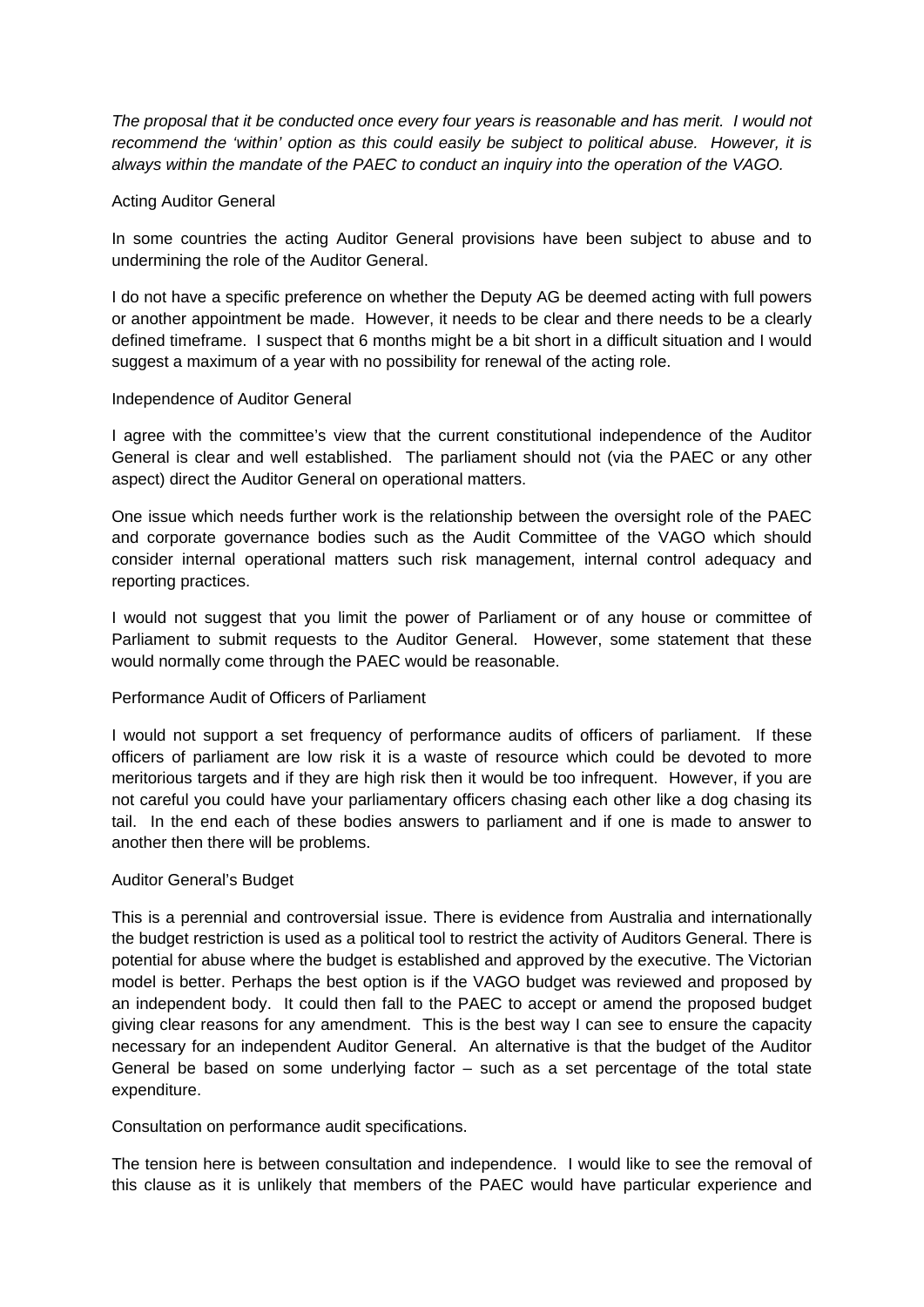*The proposal that it be conducted once every four years is reasonable and has merit. I would not recommend the 'within' option as this could easily be subject to political abuse. However, it is always within the mandate of the PAEC to conduct an inquiry into the operation of the VAGO.*

Acting Auditor General

In some countries the acting Auditor General provisions have been subject to abuse and to undermining the role of the Auditor General.

I do not have a specific preference on whether the Deputy AG be deemed acting with full powers or another appointment be made. However, it needs to be clear and there needs to be a clearly defined timeframe. I suspect that 6 months might be a bit short in a difficult situation and I would suggest a maximum of a year with no possibility for renewal of the acting role.

Independence of Auditor General

I agree with the committee's view that the current constitutional independence of the Auditor General is clear and well established. The parliament should not (via the PAEC or any other aspect) direct the Auditor General on operational matters.

One issue which needs further work is the relationship between the oversight role of the PAEC and corporate governance bodies such as the Audit Committee of the VAGO which should consider internal operational matters such risk management, internal control adequacy and reporting practices.

I would not suggest that you limit the power of Parliament or of any house or committee of Parliament to submit requests to the Auditor General. However, some statement that these would normally come through the PAEC would be reasonable.

Performance Audit of Officers of Parliament

I would not support a set frequency of performance audits of officers of parliament. If these officers of parliament are low risk it is a waste of resource which could be devoted to more meritorious targets and if they are high risk then it would be too infrequent. However, if you are not careful you could have your parliamentary officers chasing each other like a dog chasing its tail. In the end each of these bodies answers to parliament and if one is made to answer to another then there will be problems.

Auditor General's Budget

This is a perennial and controversial issue. There is evidence from Australia and internationally the budget restriction is used as a political tool to restrict the activity of Auditors General. There is potential for abuse where the budget is established and approved by the executive. The Victorian model is better. Perhaps the best option is if the VAGO budget was reviewed and proposed by an independent body. It could then fall to the PAEC to accept or amend the proposed budget giving clear reasons for any amendment. This is the best way I can see to ensure the capacity necessary for an independent Auditor General. An alternative is that the budget of the Auditor General be based on some underlying factor – such as a set percentage of the total state expenditure.

Consultation on performance audit specifications.

The tension here is between consultation and independence. I would like to see the removal of this clause as it is unlikely that members of the PAEC would have particular experience and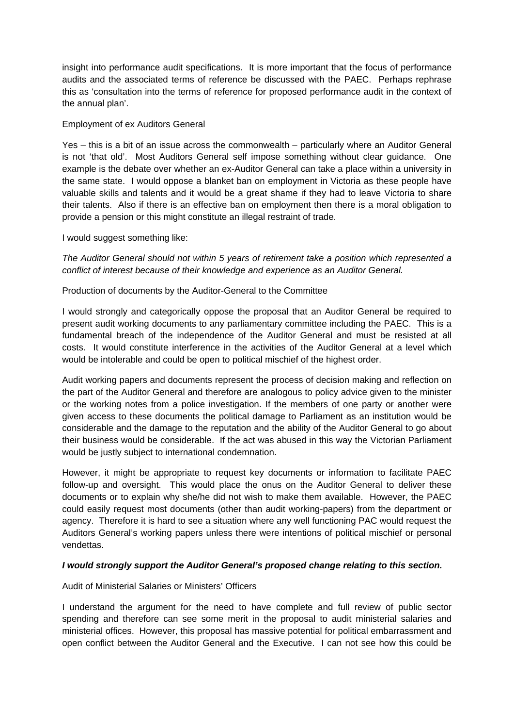insight into performance audit specifications. It is more important that the focus of performance audits and the associated terms of reference be discussed with the PAEC. Perhaps rephrase this as 'consultation into the terms of reference for proposed performance audit in the context of the annual plan'.

Employment of ex Auditors General

Yes – this is a bit of an issue across the commonwealth – particularly where an Auditor General is not 'that old'. Most Auditors General self impose something without clear guidance. One example is the debate over whether an ex-Auditor General can take a place within a university in the same state. I would oppose a blanket ban on employment in Victoria as these people have valuable skills and talents and it would be a great shame if they had to leave Victoria to share their talents. Also if there is an effective ban on employment then there is a moral obligation to provide a pension or this might constitute an illegal restraint of trade.

I would suggest something like:

*The Auditor General should not within 5 years of retirement take a position which represented a conflict of interest because of their knowledge and experience as an Auditor General.*

Production of documents by the Auditor-General to the Committee

I would strongly and categorically oppose the proposal that an Auditor General be required to present audit working documents to any parliamentary committee including the PAEC. This is a fundamental breach of the independence of the Auditor General and must be resisted at all costs. It would constitute interference in the activities of the Auditor General at a level which would be intolerable and could be open to political mischief of the highest order.

Audit working papers and documents represent the process of decision making and reflection on the part of the Auditor General and therefore are analogous to policy advice given to the minister or the working notes from a police investigation. If the members of one party or another were given access to these documents the political damage to Parliament as an institution would be considerable and the damage to the reputation and the ability of the Auditor General to go about their business would be considerable. If the act was abused in this way the Victorian Parliament would be justly subject to international condemnation.

However, it might be appropriate to request key documents or information to facilitate PAEC follow-up and oversight. This would place the onus on the Auditor General to deliver these documents or to explain why she/he did not wish to make them available. However, the PAEC could easily request most documents (other than audit working-papers) from the department or agency. Therefore it is hard to see a situation where any well functioning PAC would request the Auditors General's working papers unless there were intentions of political mischief or personal vendettas.

***I would strongly support the Auditor General's proposed change relating to this section.***

Audit of Ministerial Salaries or Ministers' Officers

I understand the argument for the need to have complete and full review of public sector spending and therefore can see some merit in the proposal to audit ministerial salaries and ministerial offices. However, this proposal has massive potential for political embarrassment and open conflict between the Auditor General and the Executive. I can not see how this could be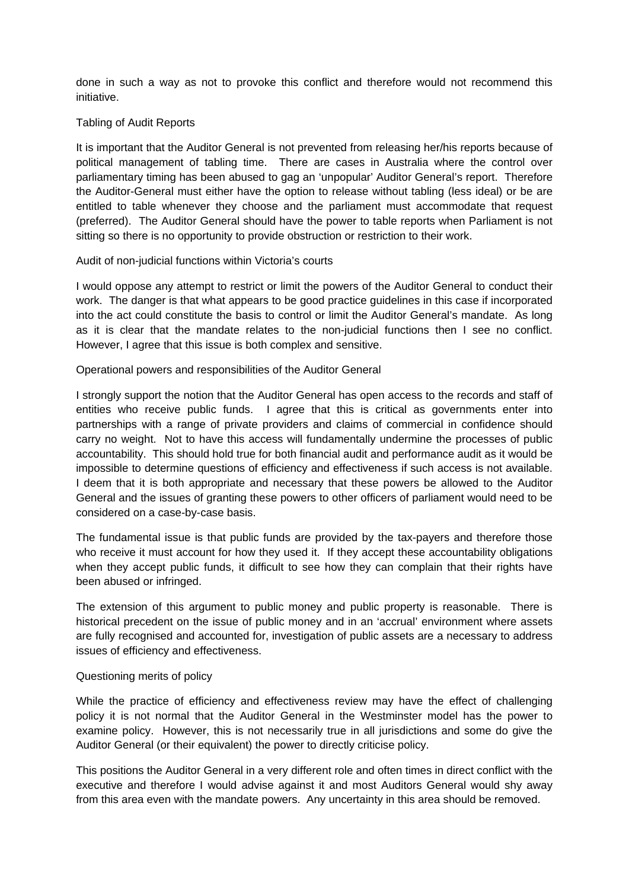done in such a way as not to provoke this conflict and therefore would not recommend this initiative.

Tabling of Audit Reports

It is important that the Auditor General is not prevented from releasing her/his reports because of political management of tabling time. There are cases in Australia where the control over parliamentary timing has been abused to gag an 'unpopular' Auditor General's report. Therefore the Auditor-General must either have the option to release without tabling (less ideal) or be are entitled to table whenever they choose and the parliament must accommodate that request (preferred). The Auditor General should have the power to table reports when Parliament is not sitting so there is no opportunity to provide obstruction or restriction to their work.

Audit of non-judicial functions within Victoria's courts

I would oppose any attempt to restrict or limit the powers of the Auditor General to conduct their work. The danger is that what appears to be good practice guidelines in this case if incorporated into the act could constitute the basis to control or limit the Auditor General's mandate. As long as it is clear that the mandate relates to the non-judicial functions then I see no conflict. However, I agree that this issue is both complex and sensitive.

Operational powers and responsibilities of the Auditor General

I strongly support the notion that the Auditor General has open access to the records and staff of entities who receive public funds. I agree that this is critical as governments enter into partnerships with a range of private providers and claims of commercial in confidence should carry no weight. Not to have this access will fundamentally undermine the processes of public accountability. This should hold true for both financial audit and performance audit as it would be impossible to determine questions of efficiency and effectiveness if such access is not available. I deem that it is both appropriate and necessary that these powers be allowed to the Auditor General and the issues of granting these powers to other officers of parliament would need to be considered on a case-by-case basis.

The fundamental issue is that public funds are provided by the tax-payers and therefore those who receive it must account for how they used it. If they accept these accountability obligations when they accept public funds, it difficult to see how they can complain that their rights have been abused or infringed.

The extension of this argument to public money and public property is reasonable. There is historical precedent on the issue of public money and in an 'accrual' environment where assets are fully recognised and accounted for, investigation of public assets are a necessary to address issues of efficiency and effectiveness.

Questioning merits of policy

While the practice of efficiency and effectiveness review may have the effect of challenging policy it is not normal that the Auditor General in the Westminster model has the power to examine policy. However, this is not necessarily true in all jurisdictions and some do give the Auditor General (or their equivalent) the power to directly criticise policy.

This positions the Auditor General in a very different role and often times in direct conflict with the executive and therefore I would advise against it and most Auditors General would shy away from this area even with the mandate powers. Any uncertainty in this area should be removed.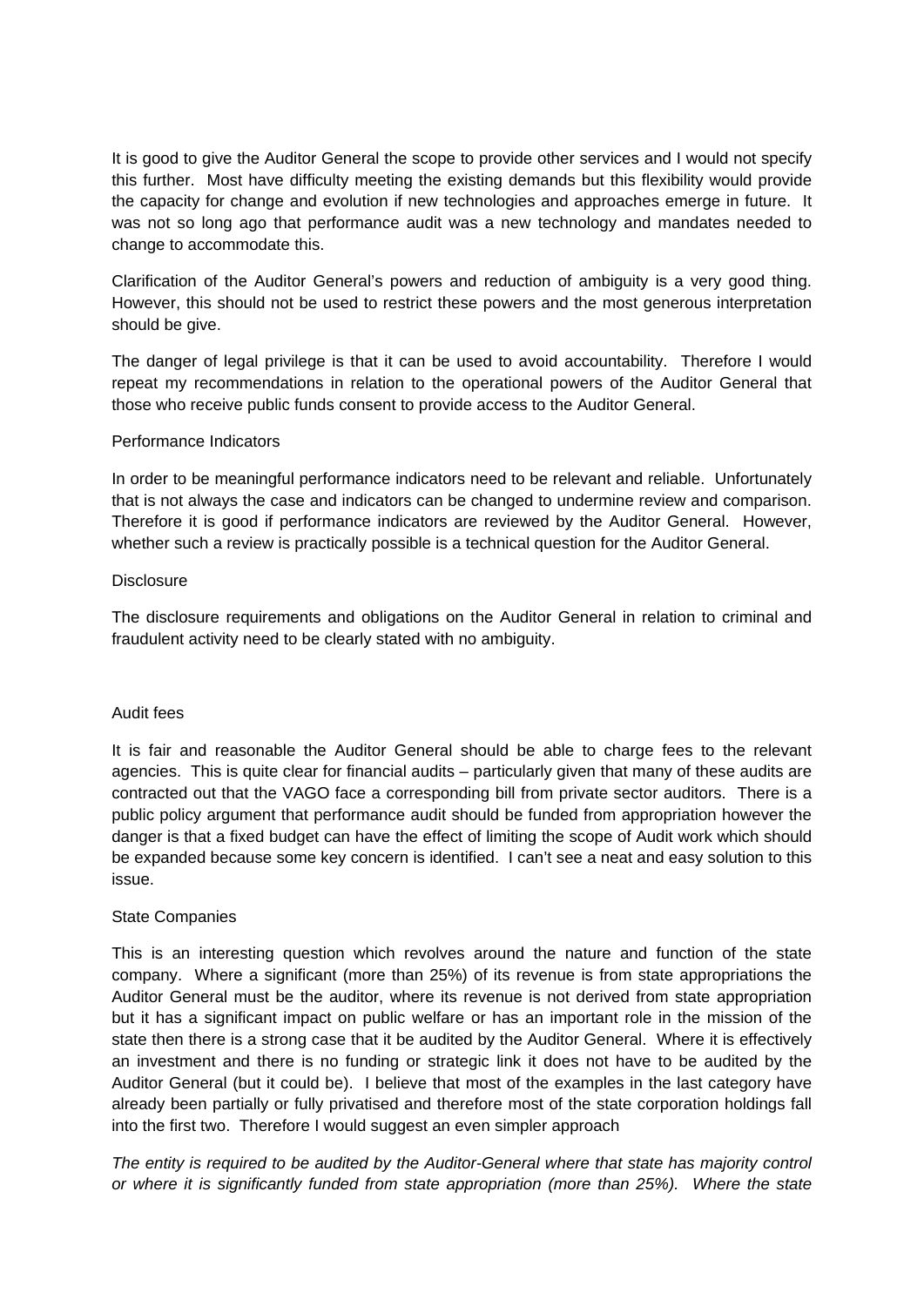It is good to give the Auditor General the scope to provide other services and I would not specify this further. Most have difficulty meeting the existing demands but this flexibility would provide the capacity for change and evolution if new technologies and approaches emerge in future. It was not so long ago that performance audit was a new technology and mandates needed to change to accommodate this.

Clarification of the Auditor General's powers and reduction of ambiguity is a very good thing. However, this should not be used to restrict these powers and the most generous interpretation should be give.

The danger of legal privilege is that it can be used to avoid accountability. Therefore I would repeat my recommendations in relation to the operational powers of the Auditor General that those who receive public funds consent to provide access to the Auditor General.

Performance Indicators

In order to be meaningful performance indicators need to be relevant and reliable. Unfortunately that is not always the case and indicators can be changed to undermine review and comparison. Therefore it is good if performance indicators are reviewed by the Auditor General. However, whether such a review is practically possible is a technical question for the Auditor General.

Disclosure

The disclosure requirements and obligations on the Auditor General in relation to criminal and fraudulent activity need to be clearly stated with no ambiguity.

Audit fees

It is fair and reasonable the Auditor General should be able to charge fees to the relevant agencies. This is quite clear for financial audits – particularly given that many of these audits are contracted out that the VAGO face a corresponding bill from private sector auditors. There is a public policy argument that performance audit should be funded from appropriation however the danger is that a fixed budget can have the effect of limiting the scope of Audit work which should be expanded because some key concern is identified. I can't see a neat and easy solution to this issue.

State Companies

This is an interesting question which revolves around the nature and function of the state company. Where a significant (more than 25%) of its revenue is from state appropriations the Auditor General must be the auditor, where its revenue is not derived from state appropriation but it has a significant impact on public welfare or has an important role in the mission of the state then there is a strong case that it be audited by the Auditor General. Where it is effectively an investment and there is no funding or strategic link it does not have to be audited by the Auditor General (but it could be). I believe that most of the examples in the last category have already been partially or fully privatised and therefore most of the state corporation holdings fall into the first two. Therefore I would suggest an even simpler approach

*The entity is required to be audited by the Auditor-General where that state has majority control or where it is significantly funded from state appropriation (more than 25%). Where the state*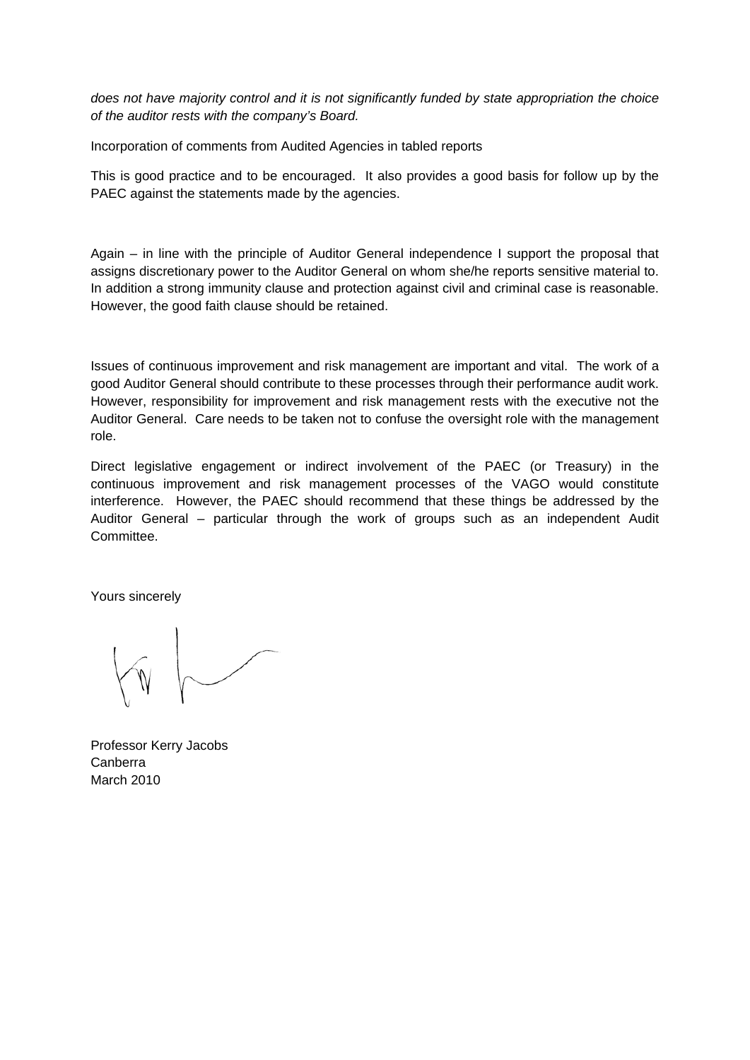*does not have majority control and it is not significantly funded by state appropriation the choice of the auditor rests with the company's Board.*

Incorporation of comments from Audited Agencies in tabled reports

This is good practice and to be encouraged. It also provides a good basis for follow up by the PAEC against the statements made by the agencies.

Again – in line with the principle of Auditor General independence I support the proposal that assigns discretionary power to the Auditor General on whom she/he reports sensitive material to. In addition a strong immunity clause and protection against civil and criminal case is reasonable. However, the good faith clause should be retained.

Issues of continuous improvement and risk management are important and vital. The work of a good Auditor General should contribute to these processes through their performance audit work. However, responsibility for improvement and risk management rests with the executive not the Auditor General. Care needs to be taken not to confuse the oversight role with the management role.

Direct legislative engagement or indirect involvement of the PAEC (or Treasury) in the continuous improvement and risk management processes of the VAGO would constitute interference. However, the PAEC should recommend that these things be addressed by the Auditor General – particular through the work of groups such as an independent Audit Committee.

Yours sincerely

Professor Kerry Jacobs
Canberra
March 2010